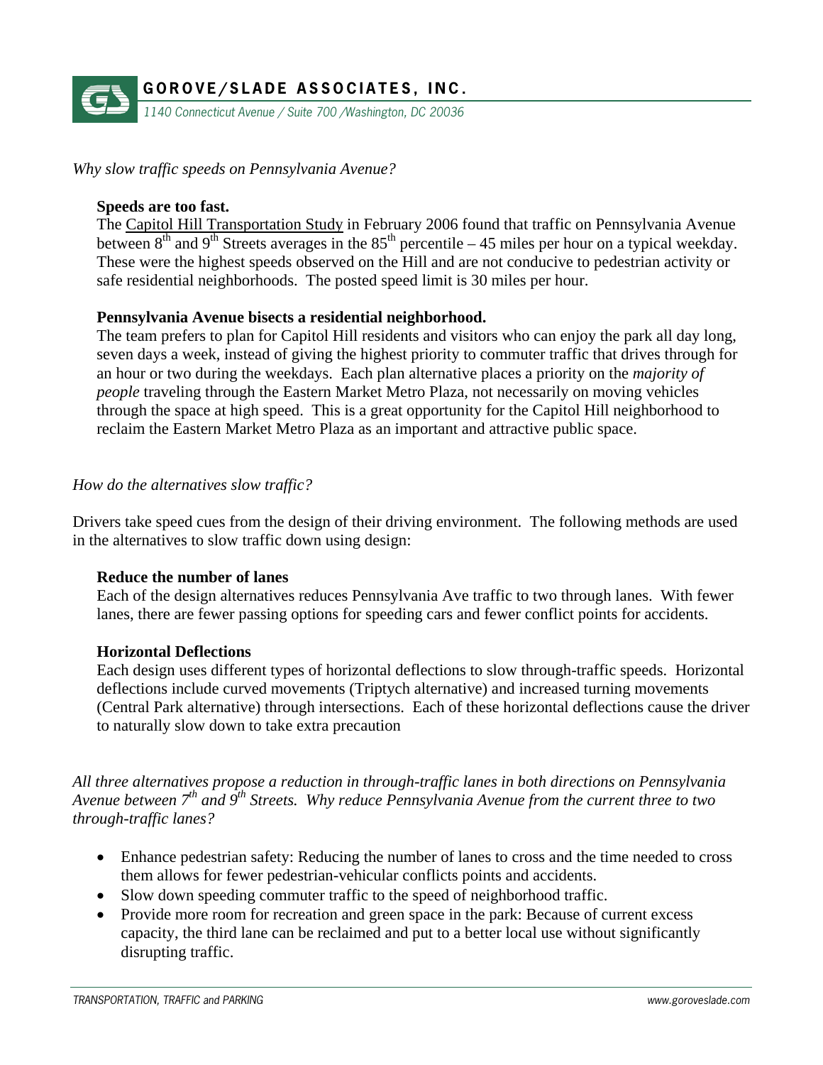**GOROVE/SLADE ASSOCIATES, INC.**

*1140 Connecticut Avenue / Suite 700 /Washington, DC 20036*

*Why slow traffic speeds on Pennsylvania Avenue?*

**Speeds are too fast.**

The Capitol Hill Transportation Study in February 2006 found that traffic on Pennsylvania Avenue between 8th and 9th Streets averages in the 85th percentile – 45 miles per hour on a typical weekday. These were the highest speeds observed on the Hill and are not conducive to pedestrian activity or safe residential neighborhoods. The posted speed limit is 30 miles per hour.

**Pennsylvania Avenue bisects a residential neighborhood.**

The team prefers to plan for Capitol Hill residents and visitors who can enjoy the park all day long, seven days a week, instead of giving the highest priority to commuter traffic that drives through for an hour or two during the weekdays. Each plan alternative places a priority on the *majority of people* traveling through the Eastern Market Metro Plaza, not necessarily on moving vehicles through the space at high speed. This is a great opportunity for the Capitol Hill neighborhood to reclaim the Eastern Market Metro Plaza as an important and attractive public space.

*How do the alternatives slow traffic?*

Drivers take speed cues from the design of their driving environment. The following methods are used in the alternatives to slow traffic down using design:

**Reduce the number of lanes**

Each of the design alternatives reduces Pennsylvania Ave traffic to two through lanes. With fewer lanes, there are fewer passing options for speeding cars and fewer conflict points for accidents.

**Horizontal Deflections**

Each design uses different types of horizontal deflections to slow through-traffic speeds. Horizontal deflections include curved movements (Triptych alternative) and increased turning movements (Central Park alternative) through intersections. Each of these horizontal deflections cause the driver to naturally slow down to take extra precaution

*All three alternatives propose a reduction in through-traffic lanes in both directions on Pennsylvania Avenue between 7th and 9th Streets. Why reduce Pennsylvania Avenue from the current three to two through-traffic lanes?*

- Enhance pedestrian safety: Reducing the number of lanes to cross and the time needed to cross them allows for fewer pedestrian-vehicular conflicts points and accidents.
- Slow down speeding commuter traffic to the speed of neighborhood traffic.
- Provide more room for recreation and green space in the park: Because of current excess capacity, the third lane can be reclaimed and put to a better local use without significantly disrupting traffic.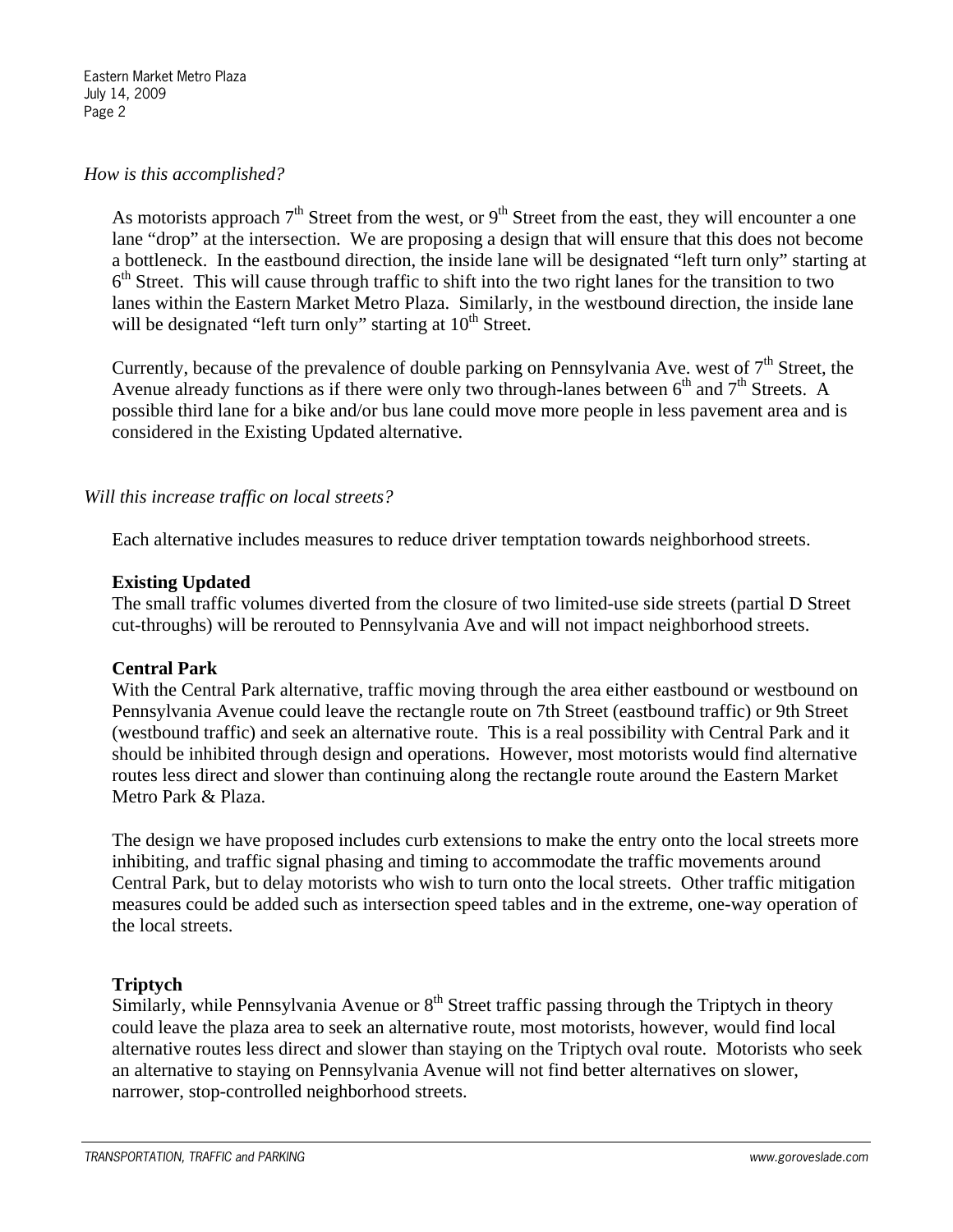*How is this accomplished?*

As motorists approach 7th Street from the west, or 9th Street from the east, they will encounter a one lane "drop" at the intersection. We are proposing a design that will ensure that this does not become a bottleneck. In the eastbound direction, the inside lane will be designated "left turn only" starting at 6th Street. This will cause through traffic to shift into the two right lanes for the transition to two lanes within the Eastern Market Metro Plaza. Similarly, in the westbound direction, the inside lane will be designated "left turn only" starting at 10th Street.

Currently, because of the prevalence of double parking on Pennsylvania Ave. west of 7th Street, the Avenue already functions as if there were only two through-lanes between 6th and 7th Streets. A possible third lane for a bike and/or bus lane could move more people in less pavement area and is considered in the Existing Updated alternative.

*Will this increase traffic on local streets?*

Each alternative includes measures to reduce driver temptation towards neighborhood streets.

**Existing Updated**
The small traffic volumes diverted from the closure of two limited-use side streets (partial D Street cut-throughs) will be rerouted to Pennsylvania Ave and will not impact neighborhood streets.

**Central Park**
With the Central Park alternative, traffic moving through the area either eastbound or westbound on Pennsylvania Avenue could leave the rectangle route on 7th Street (eastbound traffic) or 9th Street (westbound traffic) and seek an alternative route. This is a real possibility with Central Park and it should be inhibited through design and operations. However, most motorists would find alternative routes less direct and slower than continuing along the rectangle route around the Eastern Market Metro Park & Plaza.

The design we have proposed includes curb extensions to make the entry onto the local streets more inhibiting, and traffic signal phasing and timing to accommodate the traffic movements around Central Park, but to delay motorists who wish to turn onto the local streets. Other traffic mitigation measures could be added such as intersection speed tables and in the extreme, one-way operation of the local streets.

**Triptych**
Similarly, while Pennsylvania Avenue or 8th Street traffic passing through the Triptych in theory could leave the plaza area to seek an alternative route, most motorists, however, would find local alternative routes less direct and slower than staying on the Triptych oval route. Motorists who seek an alternative to staying on Pennsylvania Avenue will not find better alternatives on slower, narrower, stop-controlled neighborhood streets.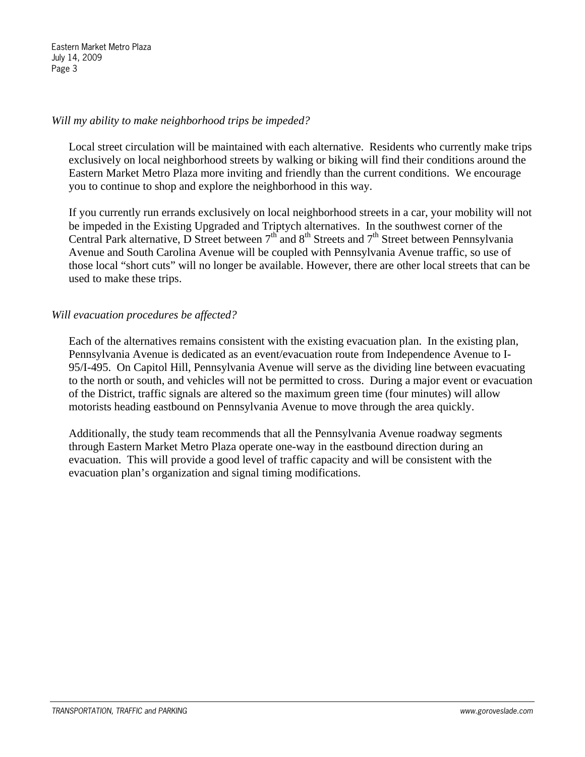*Will my ability to make neighborhood trips be impeded?*

Local street circulation will be maintained with each alternative. Residents who currently make trips exclusively on local neighborhood streets by walking or biking will find their conditions around the Eastern Market Metro Plaza more inviting and friendly than the current conditions. We encourage you to continue to shop and explore the neighborhood in this way.

If you currently run errands exclusively on local neighborhood streets in a car, your mobility will not be impeded in the Existing Upgraded and Triptych alternatives. In the southwest corner of the Central Park alternative, D Street between 7th and 8th Streets and 7th Street between Pennsylvania Avenue and South Carolina Avenue will be coupled with Pennsylvania Avenue traffic, so use of those local "short cuts" will no longer be available. However, there are other local streets that can be used to make these trips.

*Will evacuation procedures be affected?*

Each of the alternatives remains consistent with the existing evacuation plan. In the existing plan, Pennsylvania Avenue is dedicated as an event/evacuation route from Independence Avenue to I-95/I-495. On Capitol Hill, Pennsylvania Avenue will serve as the dividing line between evacuating to the north or south, and vehicles will not be permitted to cross. During a major event or evacuation of the District, traffic signals are altered so the maximum green time (four minutes) will allow motorists heading eastbound on Pennsylvania Avenue to move through the area quickly.

Additionally, the study team recommends that all the Pennsylvania Avenue roadway segments through Eastern Market Metro Plaza operate one-way in the eastbound direction during an evacuation. This will provide a good level of traffic capacity and will be consistent with the evacuation plan's organization and signal timing modifications.